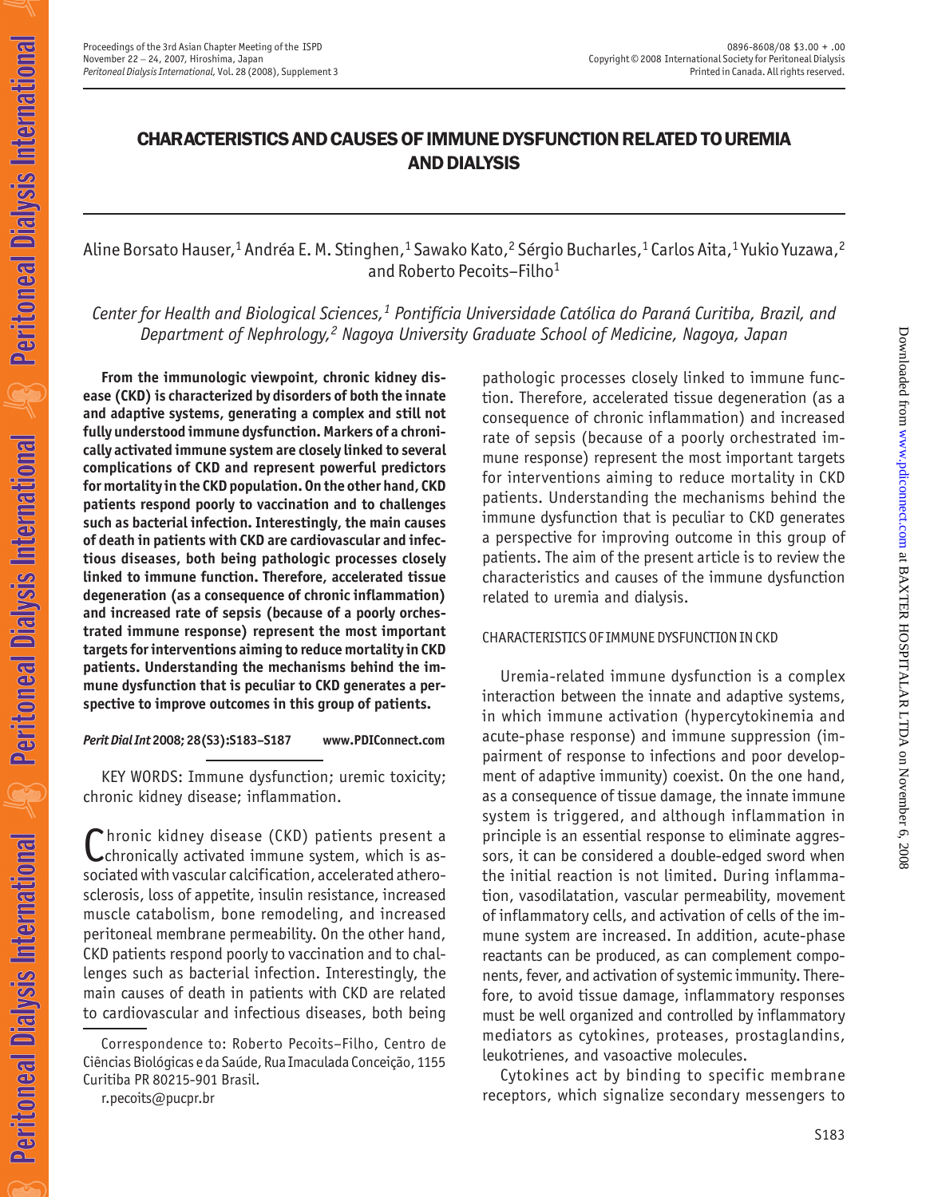# CHARACTERISTICS AND CAUSES OF IMMUNE DYSFUNCTION RELATED TO UREMIA AND DIALYSIS

Aline Borsato Hauser,[1] Andréa E. M. Stinghen,[1] Sawako Kato,[2] Sérgio Bucharles,[1] Carlos Aita,[1] Yukio Yuzawa,[2] and Roberto Pecoits–Filho[1]

*Center for Health and Biological Sciences,[1] Pontifícia Universidade Católica do Paraná Curitiba, Brazil, and Department of Nephrology,[2] Nagoya University Graduate School of Medicine, Nagoya, Japan*

**From the immunologic viewpoint, chronic kidney disease (CKD) is characterized by disorders of both the innate and adaptive systems, generating a complex and still not fully understood immune dysfunction. Markers of a chronically activated immune system are closely linked to several complications of CKD and represent powerful predictors for mortality in the CKD population. On the other hand, CKD patients respond poorly to vaccination and to challenges such as bacterial infection. Interestingly, the main causes of death in patients with CKD are cardiovascular and infectious diseases, both being pathologic processes closely linked to immune function. Therefore, accelerated tissue degeneration (as a consequence of chronic inflammation) and increased rate of sepsis (because of a poorly orchestrated immune response) represent the most important targets for interventions aiming to reduce mortality in CKD patients. Understanding the mechanisms behind the immune dysfunction that is peculiar to CKD generates a perspective to improve outcomes in this group of patients.**

***Perit Dial Int* 2008; 28(S3):S183–S187 www.PDIConnect.com**

KEY WORDS: Immune dysfunction; uremic toxicity; chronic kidney disease; inflammation.

Chronic kidney disease (CKD) patients present a chronically activated immune system, which is associated with vascular calcification, accelerated atherosclerosis, loss of appetite, insulin resistance, increased muscle catabolism, bone remodeling, and increased peritoneal membrane permeability. On the other hand, CKD patients respond poorly to vaccination and to challenges such as bacterial infection. Interestingly, the main causes of death in patients with CKD are related to cardiovascular and infectious diseases, both being pathologic processes closely linked to immune function. Therefore, accelerated tissue degeneration (as a consequence of chronic inflammation) and increased rate of sepsis (because of a poorly orchestrated immune response) represent the most important targets for interventions aiming to reduce mortality in CKD patients. Understanding the mechanisms behind the immune dysfunction that is peculiar to CKD generates a perspective for improving outcome in this group of patients. The aim of the present article is to review the characteristics and causes of the immune dysfunction related to uremia and dialysis.

Correspondence to: Roberto Pecoits–Filho, Centro de Ciências Biológicas e da Saúde, Rua Imaculada Conceição, 1155 Curitiba PR 80215-901 Brasil.

r.pecoits@pucpr.br

## CHARACTERISTICS OF IMMUNE DYSFUNCTION IN CKD

Uremia-related immune dysfunction is a complex interaction between the innate and adaptive systems, in which immune activation (hypercytokinemia and acute-phase response) and immune suppression (impairment of response to infections and poor development of adaptive immunity) coexist. On the one hand, as a consequence of tissue damage, the innate immune system is triggered, and although inflammation in principle is an essential response to eliminate aggressors, it can be considered a double-edged sword when the initial reaction is not limited. During inflammation, vasodilatation, vascular permeability, movement of inflammatory cells, and activation of cells of the immune system are increased. In addition, acute-phase reactants can be produced, as can complement components, fever, and activation of systemic immunity. Therefore, to avoid tissue damage, inflammatory responses must be well organized and controlled by inflammatory mediators as cytokines, proteases, prostaglandins, leukotrienes, and vasoactive molecules.

Cytokines act by binding to specific membrane receptors, which signalize secondary messengers to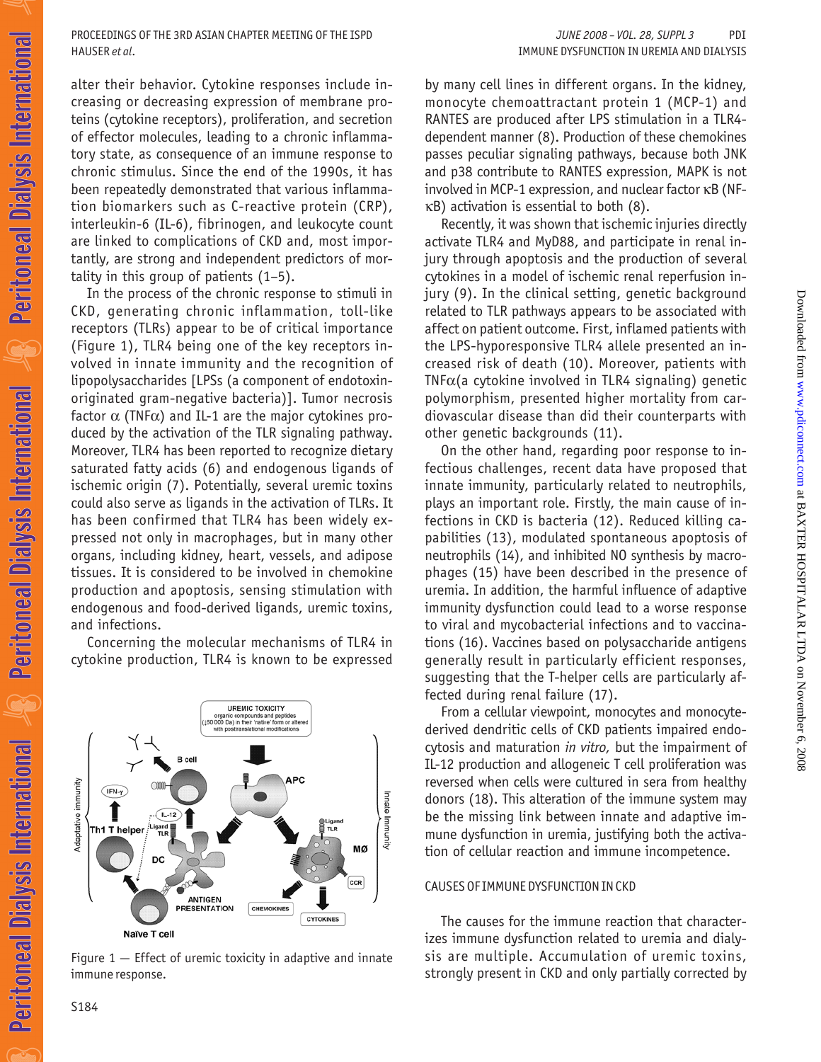alter their behavior. Cytokine responses include increasing or decreasing expression of membrane proteins (cytokine receptors), proliferation, and secretion of effector molecules, leading to a chronic inflammatory state, as consequence of an immune response to chronic stimulus. Since the end of the 1990s, it has been repeatedly demonstrated that various inflammation biomarkers such as C-reactive protein (CRP), interleukin-6 (IL-6), fibrinogen, and leukocyte count are linked to complications of CKD and, most importantly, are strong and independent predictors of mortality in this group of patients (1–5).

In the process of the chronic response to stimuli in CKD, generating chronic inflammation, toll-like receptors (TLRs) appear to be of critical importance (Figure 1), TLR4 being one of the key receptors involved in innate immunity and the recognition of lipopolysaccharides [LPSs (a component of endotoxin-originated gram-negative bacteria)]. Tumor necrosis factor α (TNFα) and IL-1 are the major cytokines produced by the activation of the TLR signaling pathway. Moreover, TLR4 has been reported to recognize dietary saturated fatty acids (6) and endogenous ligands of ischemic origin (7). Potentially, several uremic toxins could also serve as ligands in the activation of TLRs. It has been confirmed that TLR4 has been widely expressed not only in macrophages, but in many other organs, including kidney, heart, vessels, and adipose tissues. It is considered to be involved in chemokine production and apoptosis, sensing stimulation with endogenous and food-derived ligands, uremic toxins, and infections.

Concerning the molecular mechanisms of TLR4 in cytokine production, TLR4 is known to be expressed by many cell lines in different organs. In the kidney, monocyte chemoattractant protein 1 (MCP-1) and RANTES are produced after LPS stimulation in a TLR4-dependent manner (8). Production of these chemokines passes peculiar signaling pathways, because both JNK and p38 contribute to RANTES expression, MAPK is not involved in MCP-1 expression, and nuclear factor κB (NF-κB) activation is essential to both (8).

Recently, it was shown that ischemic injuries directly activate TLR4 and MyD88, and participate in renal injury through apoptosis and the production of several cytokines in a model of ischemic renal reperfusion injury (9). In the clinical setting, genetic background related to TLR pathways appears to be associated with affect on patient outcome. First, inflamed patients with the LPS-hyporesponsive TLR4 allele presented an increased risk of death (10). Moreover, patients with TNFα(a cytokine involved in TLR4 signaling) genetic polymorphism, presented higher mortality from cardiovascular disease than did their counterparts with other genetic backgrounds (11).

On the other hand, regarding poor response to infectious challenges, recent data have proposed that innate immunity, particularly related to neutrophils, plays an important role. Firstly, the main cause of infections in CKD is bacteria (12). Reduced killing capabilities (13), modulated spontaneous apoptosis of neutrophils (14), and inhibited NO synthesis by macrophages (15) have been described in the presence of uremia. In addition, the harmful influence of adaptive immunity dysfunction could lead to a worse response to viral and mycobacterial infections and to vaccinations (16). Vaccines based on polysaccharide antigens generally result in particularly efficient responses, suggesting that the T-helper cells are particularly affected during renal failure (17).

From a cellular viewpoint, monocytes and monocyte-derived dendritic cells of CKD patients impaired endocytosis and maturation *in vitro,* but the impairment of IL-12 production and allogeneic T cell proliferation was reversed when cells were cultured in sera from healthy donors (18). This alteration of the immune system may be the missing link between innate and adaptive immune dysfunction in uremia, justifying both the activation of cellular reaction and immune incompetence.

Figure 1 — Effect of uremic toxicity in adaptive and innate immune response.

## CAUSES OF IMMUNE DYSFUNCTION IN CKD

The causes for the immune reaction that characterizes immune dysfunction related to uremia and dialysis are multiple. Accumulation of uremic toxins, strongly present in CKD and only partially corrected by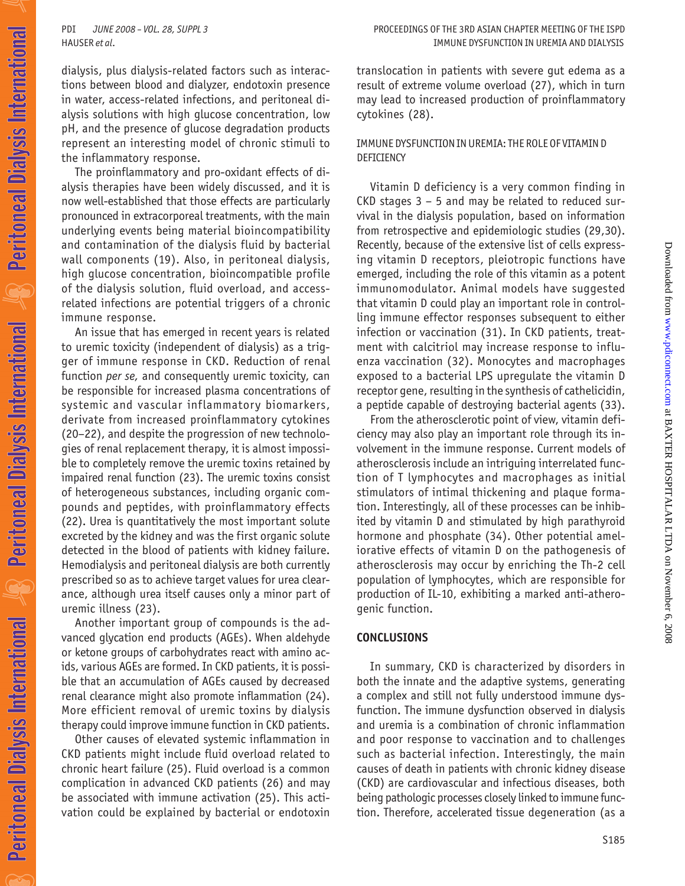dialysis, plus dialysis-related factors such as interactions between blood and dialyzer, endotoxin presence in water, access-related infections, and peritoneal dialysis solutions with high glucose concentration, low pH, and the presence of glucose degradation products represent an interesting model of chronic stimuli to the inflammatory response.

The proinflammatory and pro-oxidant effects of dialysis therapies have been widely discussed, and it is now well-established that those effects are particularly pronounced in extracorporeal treatments, with the main underlying events being material bioincompatibility and contamination of the dialysis fluid by bacterial wall components (19). Also, in peritoneal dialysis, high glucose concentration, bioincompatible profile of the dialysis solution, fluid overload, and access-related infections are potential triggers of a chronic immune response.

An issue that has emerged in recent years is related to uremic toxicity (independent of dialysis) as a trigger of immune response in CKD. Reduction of renal function *per se,* and consequently uremic toxicity, can be responsible for increased plasma concentrations of systemic and vascular inflammatory biomarkers, derivate from increased proinflammatory cytokines (20–22), and despite the progression of new technologies of renal replacement therapy, it is almost impossible to completely remove the uremic toxins retained by impaired renal function (23). The uremic toxins consist of heterogeneous substances, including organic compounds and peptides, with proinflammatory effects (22). Urea is quantitatively the most important solute excreted by the kidney and was the first organic solute detected in the blood of patients with kidney failure. Hemodialysis and peritoneal dialysis are both currently prescribed so as to achieve target values for urea clearance, although urea itself causes only a minor part of uremic illness (23).

Another important group of compounds is the advanced glycation end products (AGEs). When aldehyde or ketone groups of carbohydrates react with amino acids, various AGEs are formed. In CKD patients, it is possible that an accumulation of AGEs caused by decreased renal clearance might also promote inflammation (24). More efficient removal of uremic toxins by dialysis therapy could improve immune function in CKD patients.

Other causes of elevated systemic inflammation in CKD patients might include fluid overload related to chronic heart failure (25). Fluid overload is a common complication in advanced CKD patients (26) and may be associated with immune activation (25). This activation could be explained by bacterial or endotoxin translocation in patients with severe gut edema as a result of extreme volume overload (27), which in turn may lead to increased production of proinflammatory cytokines (28).

### IMMUNE DYSFUNCTION IN UREMIA: THE ROLE OF VITAMIN D DEFICIENCY

Vitamin D deficiency is a very common finding in CKD stages 3 – 5 and may be related to reduced survival in the dialysis population, based on information from retrospective and epidemiologic studies (29,30). Recently, because of the extensive list of cells expressing vitamin D receptors, pleiotropic functions have emerged, including the role of this vitamin as a potent immunomodulator. Animal models have suggested that vitamin D could play an important role in controlling immune effector responses subsequent to either infection or vaccination (31). In CKD patients, treatment with calcitriol may increase response to influenza vaccination (32). Monocytes and macrophages exposed to a bacterial LPS upregulate the vitamin D receptor gene, resulting in the synthesis of cathelicidin, a peptide capable of destroying bacterial agents (33).

From the atherosclerotic point of view, vitamin deficiency may also play an important role through its involvement in the immune response. Current models of atherosclerosis include an intriguing interrelated function of T lymphocytes and macrophages as initial stimulators of intimal thickening and plaque formation. Interestingly, all of these processes can be inhibited by vitamin D and stimulated by high parathyroid hormone and phosphate (34). Other potential ameliorative effects of vitamin D on the pathogenesis of atherosclerosis may occur by enriching the Th-2 cell population of lymphocytes, which are responsible for production of IL-10, exhibiting a marked anti-atherogenic function.

## CONCLUSIONS

In summary, CKD is characterized by disorders in both the innate and the adaptive systems, generating a complex and still not fully understood immune dysfunction. The immune dysfunction observed in dialysis and uremia is a combination of chronic inflammation and poor response to vaccination and to challenges such as bacterial infection. Interestingly, the main causes of death in patients with chronic kidney disease (CKD) are cardiovascular and infectious diseases, both being pathologic processes closely linked to immune function. Therefore, accelerated tissue degeneration (as a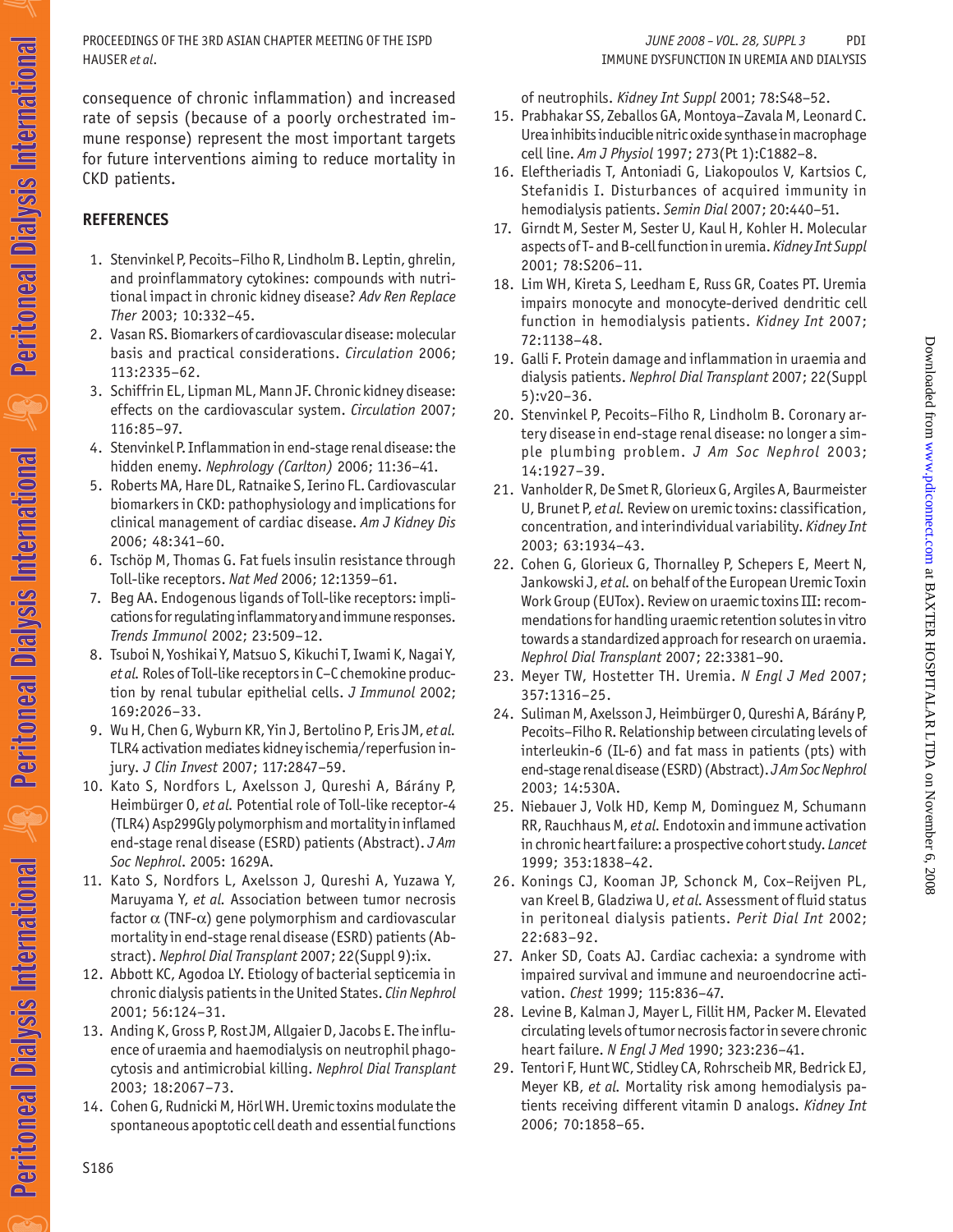consequence of chronic inflammation) and increased rate of sepsis (because of a poorly orchestrated immune response) represent the most important targets for future interventions aiming to reduce mortality in CKD patients.

## REFERENCES

1. Stenvinkel P, Pecoits–Filho R, Lindholm B. Leptin, ghrelin, and proinflammatory cytokines: compounds with nutritional impact in chronic kidney disease? *Adv Ren Replace Ther* 2003; 10:332–45.
2. Vasan RS. Biomarkers of cardiovascular disease: molecular basis and practical considerations. *Circulation* 2006; 113:2335–62.
3. Schiffrin EL, Lipman ML, Mann JF. Chronic kidney disease: effects on the cardiovascular system. *Circulation* 2007; 116:85–97.
4. Stenvinkel P. Inflammation in end-stage renal disease: the hidden enemy. *Nephrology (Carlton)* 2006; 11:36–41.
5. Roberts MA, Hare DL, Ratnaike S, Ierino FL. Cardiovascular biomarkers in CKD: pathophysiology and implications for clinical management of cardiac disease. *Am J Kidney Dis* 2006; 48:341–60.
6. Tschöp M, Thomas G. Fat fuels insulin resistance through Toll-like receptors. *Nat Med* 2006; 12:1359–61.
7. Beg AA. Endogenous ligands of Toll-like receptors: implications for regulating inflammatory and immune responses. *Trends Immunol* 2002; 23:509–12.
8. Tsuboi N, Yoshikai Y, Matsuo S, Kikuchi T, Iwami K, Nagai Y, *et al.* Roles of Toll-like receptors in C–C chemokine production by renal tubular epithelial cells. *J Immunol* 2002; 169:2026–33.
9. Wu H, Chen G, Wyburn KR, Yin J, Bertolino P, Eris JM, *et al.* TLR4 activation mediates kidney ischemia/reperfusion injury. *J Clin Invest* 2007; 117:2847–59.
10. Kato S, Nordfors L, Axelsson J, Qureshi A, Bárány P, Heimbürger O, *et al.* Potential role of Toll-like receptor-4 (TLR4) Asp299Gly polymorphism and mortality in inflamed end-stage renal disease (ESRD) patients (Abstract). *J Am Soc Nephrol*. 2005: 1629A.
11. Kato S, Nordfors L, Axelsson J, Qureshi A, Yuzawa Y, Maruyama Y, *et al.* Association between tumor necrosis factor α (TNF-α) gene polymorphism and cardiovascular mortality in end-stage renal disease (ESRD) patients (Abstract). *Nephrol Dial Transplant* 2007; 22(Suppl 9):ix.
12. Abbott KC, Agodoa LY. Etiology of bacterial septicemia in chronic dialysis patients in the United States. *Clin Nephrol* 2001; 56:124–31.
13. Anding K, Gross P, Rost JM, Allgaier D, Jacobs E. The influence of uraemia and haemodialysis on neutrophil phagocytosis and antimicrobial killing. *Nephrol Dial Transplant* 2003; 18:2067–73.
14. Cohen G, Rudnicki M, Hörl WH. Uremic toxins modulate the spontaneous apoptotic cell death and essential functions of neutrophils. *Kidney Int Suppl* 2001; 78:S48–52.
15. Prabhakar SS, Zeballos GA, Montoya–Zavala M, Leonard C. Urea inhibits inducible nitric oxide synthase in macrophage cell line. *Am J Physiol* 1997; 273(Pt 1):C1882–8.
16. Eleftheriadis T, Antoniadi G, Liakopoulos V, Kartsios C, Stefanidis I. Disturbances of acquired immunity in hemodialysis patients. *Semin Dial* 2007; 20:440–51.
17. Girndt M, Sester M, Sester U, Kaul H, Kohler H. Molecular aspects of T- and B-cell function in uremia. *Kidney Int Suppl* 2001; 78:S206–11.
18. Lim WH, Kireta S, Leedham E, Russ GR, Coates PT. Uremia impairs monocyte and monocyte-derived dendritic cell function in hemodialysis patients. *Kidney Int* 2007; 72:1138–48.
19. Galli F. Protein damage and inflammation in uraemia and dialysis patients. *Nephrol Dial Transplant* 2007; 22(Suppl 5):v20–36.
20. Stenvinkel P, Pecoits–Filho R, Lindholm B. Coronary artery disease in end-stage renal disease: no longer a simple plumbing problem. *J Am Soc Nephrol* 2003; 14:1927–39.
21. Vanholder R, De Smet R, Glorieux G, Argiles A, Baurmeister U, Brunet P, *et al.* Review on uremic toxins: classification, concentration, and interindividual variability. *Kidney Int* 2003; 63:1934–43.
22. Cohen G, Glorieux G, Thornalley P, Schepers E, Meert N, Jankowski J, *et al.* on behalf of the European Uremic Toxin Work Group (EUTox). Review on uraemic toxins III: recommendations for handling uraemic retention solutes in vitro towards a standardized approach for research on uraemia. *Nephrol Dial Transplant* 2007; 22:3381–90.
23. Meyer TW, Hostetter TH. Uremia. *N Engl J Med* 2007; 357:1316–25.
24. Suliman M, Axelsson J, Heimbürger O, Qureshi A, Bárány P, Pecoits–Filho R. Relationship between circulating levels of interleukin-6 (IL-6) and fat mass in patients (pts) with end-stage renal disease (ESRD) (Abstract). *J Am Soc Nephrol* 2003; 14:530A.
25. Niebauer J, Volk HD, Kemp M, Dominguez M, Schumann RR, Rauchhaus M, *et al.* Endotoxin and immune activation in chronic heart failure: a prospective cohort study. *Lancet* 1999; 353:1838–42.
26. Konings CJ, Kooman JP, Schonck M, Cox–Reijven PL, van Kreel B, Gladziwa U, *et al.* Assessment of fluid status in peritoneal dialysis patients. *Perit Dial Int* 2002; 22:683–92.
27. Anker SD, Coats AJ. Cardiac cachexia: a syndrome with impaired survival and immune and neuroendocrine activation. *Chest* 1999; 115:836–47.
28. Levine B, Kalman J, Mayer L, Fillit HM, Packer M. Elevated circulating levels of tumor necrosis factor in severe chronic heart failure. *N Engl J Med* 1990; 323:236–41.
29. Tentori F, Hunt WC, Stidley CA, Rohrscheib MR, Bedrick EJ, Meyer KB, *et al.* Mortality risk among hemodialysis patients receiving different vitamin D analogs. *Kidney Int* 2006; 70:1858–65.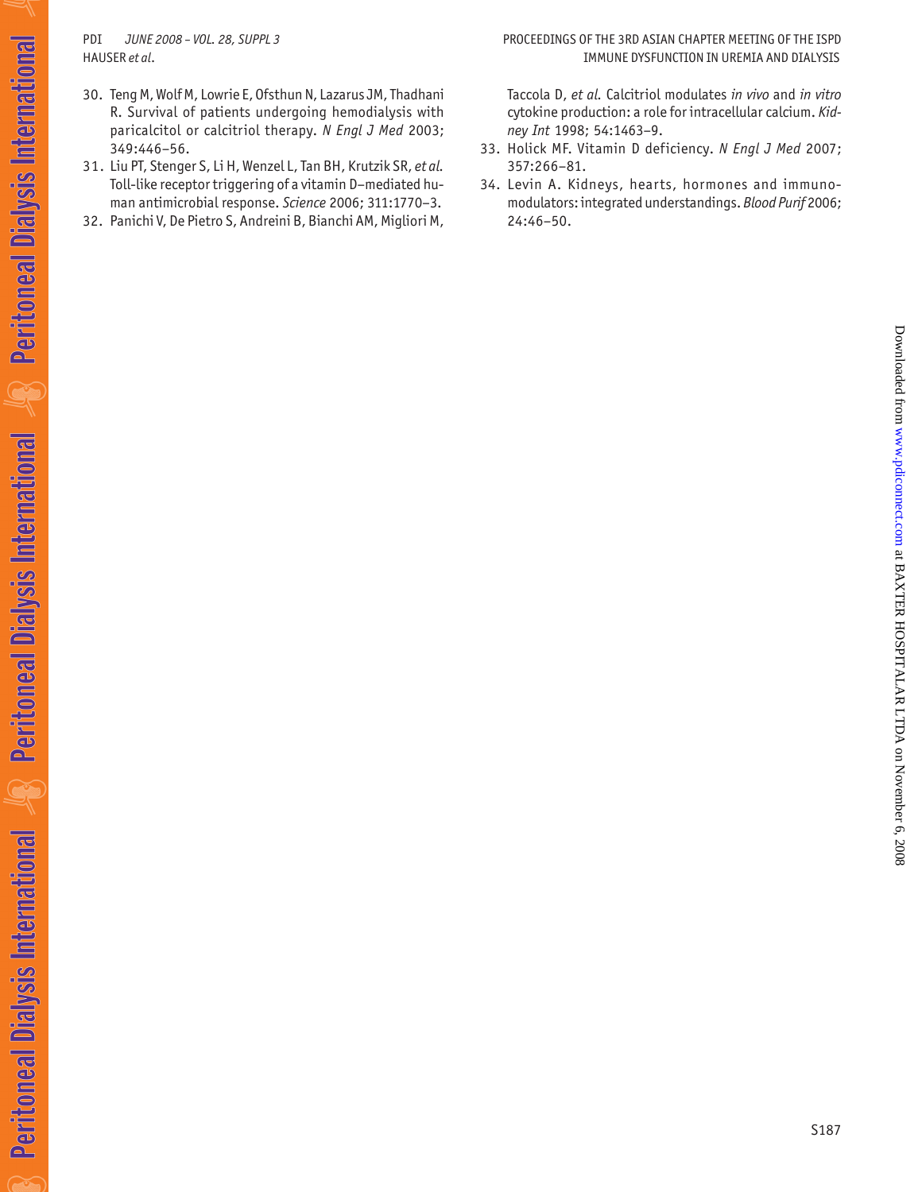30. Teng M, Wolf M, Lowrie E, Ofsthun N, Lazarus JM, Thadhani R. Survival of patients undergoing hemodialysis with paricalcitol or calcitriol therapy. *N Engl J Med* 2003; 349:446–56.
31. Liu PT, Stenger S, Li H, Wenzel L, Tan BH, Krutzik SR, *et al*. Toll-like receptor triggering of a vitamin D–mediated human antimicrobial response. *Science* 2006; 311:1770–3.
32. Panichi V, De Pietro S, Andreini B, Bianchi AM, Migliori M, Taccola D, *et al*. Calcitriol modulates *in vivo* and *in vitro* cytokine production: a role for intracellular calcium. *Kidney Int* 1998; 54:1463–9.
33. Holick MF. Vitamin D deficiency. *N Engl J Med* 2007; 357:266–81.
34. Levin A. Kidneys, hearts, hormones and immunomodulators: integrated understandings. *Blood Purif* 2006; 24:46–50.